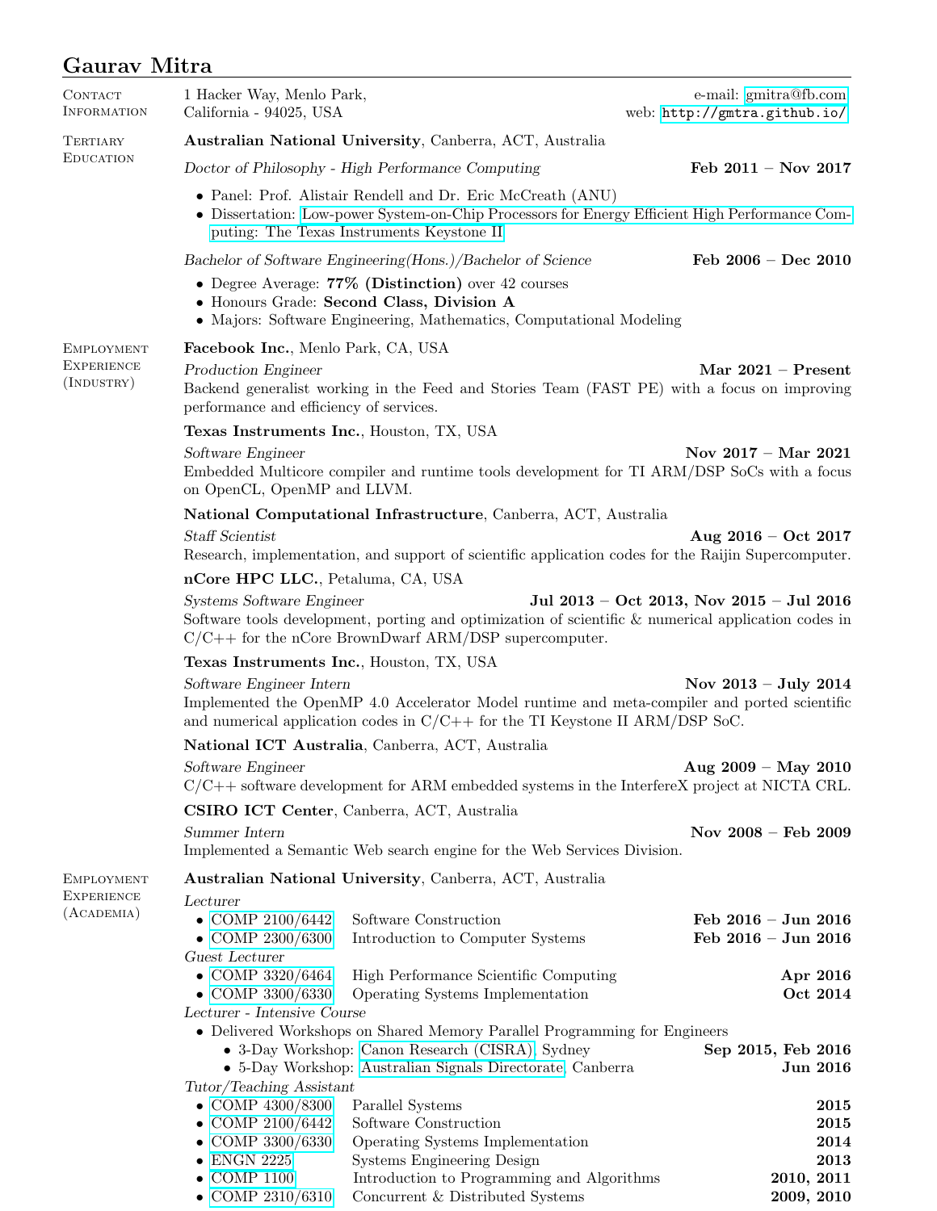# Gaurav Mitra

## Contact Information

1 Hacker Way, Menlo Park,
California - 94025, USA

e-mail: gmitra@fb.com
web: http://gmtra.github.io/

## Tertiary Education

**Australian National University**, Canberra, ACT, Australia

*Doctor of Philosophy - High Performance Computing* — **Feb 2011 – Nov 2017**

- Panel: Prof. Alistair Rendell and Dr. Eric McCreath (ANU)
- Dissertation: Low-power System-on-Chip Processors for Energy Efficient High Performance Computing: The Texas Instruments Keystone II

*Bachelor of Software Engineering(Hons.)/Bachelor of Science* — **Feb 2006 – Dec 2010**

- Degree Average: **77% (Distinction)** over 42 courses
- Honours Grade: **Second Class, Division A**
- Majors: Software Engineering, Mathematics, Computational Modeling

## Employment Experience (Industry)

**Facebook Inc.**, Menlo Park, CA, USA

*Production Engineer* — **Mar 2021 – Present**

Backend generalist working in the Feed and Stories Team (FAST PE) with a focus on improving performance and efficiency of services.

**Texas Instruments Inc.**, Houston, TX, USA

*Software Engineer* — **Nov 2017 – Mar 2021**

Embedded Multicore compiler and runtime tools development for TI ARM/DSP SoCs with a focus on OpenCL, OpenMP and LLVM.

**National Computational Infrastructure**, Canberra, ACT, Australia

*Staff Scientist* — **Aug 2016 – Oct 2017**

Research, implementation, and support of scientific application codes for the Raijin Supercomputer.

**nCore HPC LLC.**, Petaluma, CA, USA

*Systems Software Engineer* — **Jul 2013 – Oct 2013, Nov 2015 – Jul 2016**

Software tools development, porting and optimization of scientific & numerical application codes in C/C++ for the nCore BrownDwarf ARM/DSP supercomputer.

**Texas Instruments Inc.**, Houston, TX, USA

*Software Engineer Intern* — **Nov 2013 – July 2014**

Implemented the OpenMP 4.0 Accelerator Model runtime and meta-compiler and ported scientific and numerical application codes in C/C++ for the TI Keystone II ARM/DSP SoC.

**National ICT Australia**, Canberra, ACT, Australia

*Software Engineer* — **Aug 2009 – May 2010**

C/C++ software development for ARM embedded systems in the InterfereX project at NICTA CRL.

**CSIRO ICT Center**, Canberra, ACT, Australia

*Summer Intern* — **Nov 2008 – Feb 2009**

Implemented a Semantic Web search engine for the Web Services Division.

## Employment Experience (Academia)

**Australian National University**, Canberra, ACT, Australia

*Lecturer*

- COMP 2100/6442 — Software Construction — **Feb 2016 – Jun 2016**
- COMP 2300/6300 — Introduction to Computer Systems — **Feb 2016 – Jun 2016**

*Guest Lecturer*

- COMP 3320/6464 — High Performance Scientific Computing — **Apr 2016**
- COMP 3300/6330 — Operating Systems Implementation — **Oct 2014**

*Lecturer - Intensive Course*

- Delivered Workshops on Shared Memory Parallel Programming for Engineers
  - 3-Day Workshop: Canon Research (CISRA), Sydney — **Sep 2015, Feb 2016**
  - 5-Day Workshop: Australian Signals Directorate, Canberra — **Jun 2016**

*Tutor/Teaching Assistant*

- COMP 4300/8300 — Parallel Systems — **2015**
- COMP 2100/6442 — Software Construction — **2015**
- COMP 3300/6330 — Operating Systems Implementation — **2014**
- ENGN 2225 — Systems Engineering Design — **2013**
- COMP 1100 — Introduction to Programming and Algorithms — **2010, 2011**
- COMP 2310/6310 — Concurrent & Distributed Systems — **2009, 2010**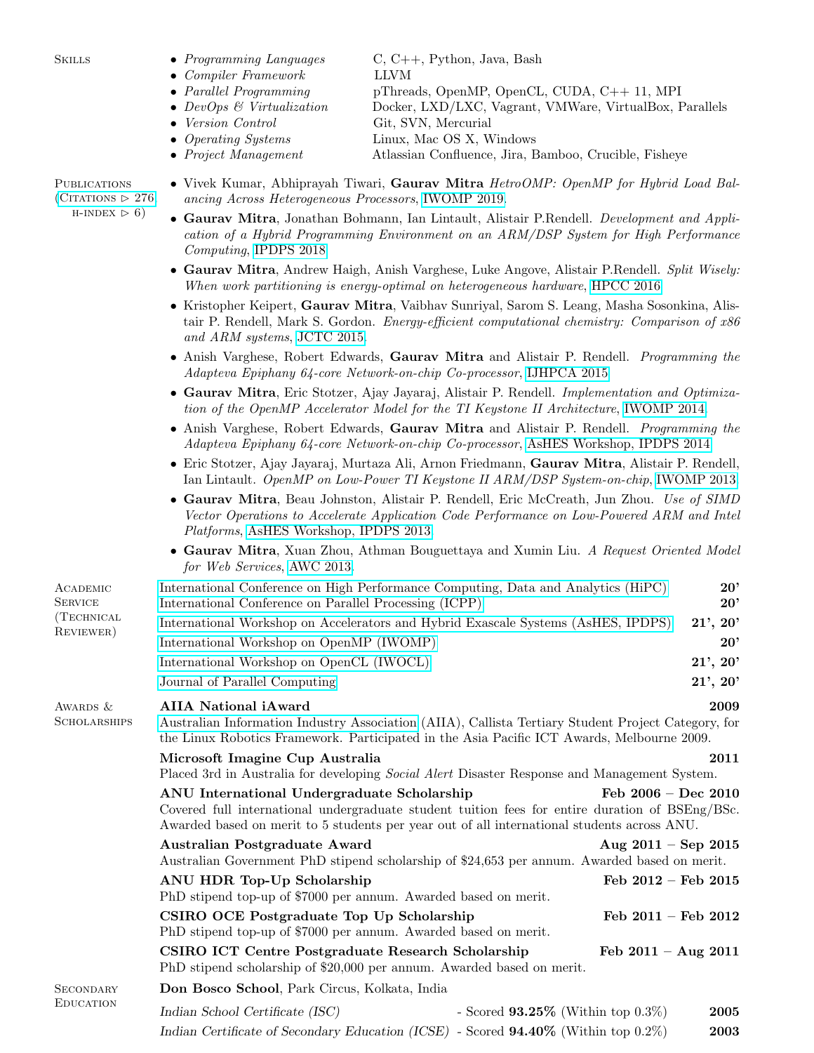## Skills

- *Programming Languages* C, C++, Python, Java, Bash
- *Compiler Framework* LLVM
- *Parallel Programming* pThreads, OpenMP, OpenCL, CUDA, C++ 11, MPI
- *DevOps & Virtualization* Docker, LXD/LXC, Vagrant, VMWare, VirtualBox, Parallels
- *Version Control* Git, SVN, Mercurial
- *Operating Systems* Linux, Mac OS X, Windows
- *Project Management* Atlassian Confluence, Jira, Bamboo, Crucible, Fisheye

## Publications (Citations ▷ 276, h-index ▷ 6)

- Vivek Kumar, Abhiprayah Tiwari, **Gaurav Mitra** *HetroOMP: OpenMP for Hybrid Load Balancing Across Heterogeneous Processors*, IWOMP 2019.
- **Gaurav Mitra**, Jonathan Bohmann, Ian Lintault, Alistair P.Rendell. *Development and Application of a Hybrid Programming Environment on an ARM/DSP System for High Performance Computing*, IPDPS 2018.
- **Gaurav Mitra**, Andrew Haigh, Anish Varghese, Luke Angove, Alistair P.Rendell. *Split Wisely: When work partitioning is energy-optimal on heterogeneous hardware*, HPCC 2016.
- Kristopher Keipert, **Gaurav Mitra**, Vaibhav Sunriyal, Sarom S. Leang, Masha Sosonkina, Alistair P. Rendell, Mark S. Gordon. *Energy-efficient computational chemistry: Comparison of x86 and ARM systems*, JCTC 2015.
- Anish Varghese, Robert Edwards, **Gaurav Mitra** and Alistair P. Rendell. *Programming the Adapteva Epiphany 64-core Network-on-chip Co-processor*, IJHPCA 2015.
- **Gaurav Mitra**, Eric Stotzer, Ajay Jayaraj, Alistair P. Rendell. *Implementation and Optimization of the OpenMP Accelerator Model for the TI Keystone II Architecture*, IWOMP 2014.
- Anish Varghese, Robert Edwards, **Gaurav Mitra** and Alistair P. Rendell. *Programming the Adapteva Epiphany 64-core Network-on-chip Co-processor*, AsHES Workshop, IPDPS 2014.
- Eric Stotzer, Ajay Jayaraj, Murtaza Ali, Arnon Friedmann, **Gaurav Mitra**, Alistair P. Rendell, Ian Lintault. *OpenMP on Low-Power TI Keystone II ARM/DSP System-on-chip*, IWOMP 2013.
- **Gaurav Mitra**, Beau Johnston, Alistair P. Rendell, Eric McCreath, Jun Zhou. *Use of SIMD Vector Operations to Accelerate Application Code Performance on Low-Powered ARM and Intel Platforms*, AsHES Workshop, IPDPS 2013.
- **Gaurav Mitra**, Xuan Zhou, Athman Bouguettaya and Xumin Liu. *A Request Oriented Model for Web Services*, AWC 2013.

## Academic Service (Technical Reviewer)

| | |
|---|---|
| International Conference on High Performance Computing, Data and Analytics (HiPC) | **20'** |
| International Conference on Parallel Processing (ICPP) | **20'** |
| International Workshop on Accelerators and Hybrid Exascale Systems (AsHES, IPDPS) | **21', 20'** |
| International Workshop on OpenMP (IWOMP) | **20'** |
| International Workshop on OpenCL (IWOCL) | **21', 20'** |
| Journal of Parallel Computing | **21', 20'** |

## Awards & Scholarships

**AIIA National iAward** — **2009**
Australian Information Industry Association (AIIA), Callista Tertiary Student Project Category, for the Linux Robotics Framework. Participated in the Asia Pacific ICT Awards, Melbourne 2009.

**Microsoft Imagine Cup Australia** — **2011**
Placed 3rd in Australia for developing *Social Alert* Disaster Response and Management System.

**ANU International Undergraduate Scholarship** — **Feb 2006 – Dec 2010**
Covered full international undergraduate student tuition fees for entire duration of BSEng/BSc. Awarded based on merit to 5 students per year out of all international students across ANU.

**Australian Postgraduate Award** — **Aug 2011 – Sep 2015**
Australian Government PhD stipend scholarship of $24,653 per annum. Awarded based on merit.

**ANU HDR Top-Up Scholarship** — **Feb 2012 – Feb 2015**
PhD stipend top-up of $7000 per annum. Awarded based on merit.

**CSIRO OCE Postgraduate Top Up Scholarship** — **Feb 2011 – Feb 2012**
PhD stipend top-up of $7000 per annum. Awarded based on merit.

**CSIRO ICT Centre Postgraduate Research Scholarship** — **Feb 2011 – Aug 2011**
PhD stipend scholarship of $20,000 per annum. Awarded based on merit.

## Secondary Education

**Don Bosco School**, Park Circus, Kolkata, India

*Indian School Certificate (ISC)* - Scored **93.25%** (Within top 0.3%) — **2005**

*Indian Certificate of Secondary Education (ICSE)* - Scored **94.40%** (Within top 0.2%) — **2003**